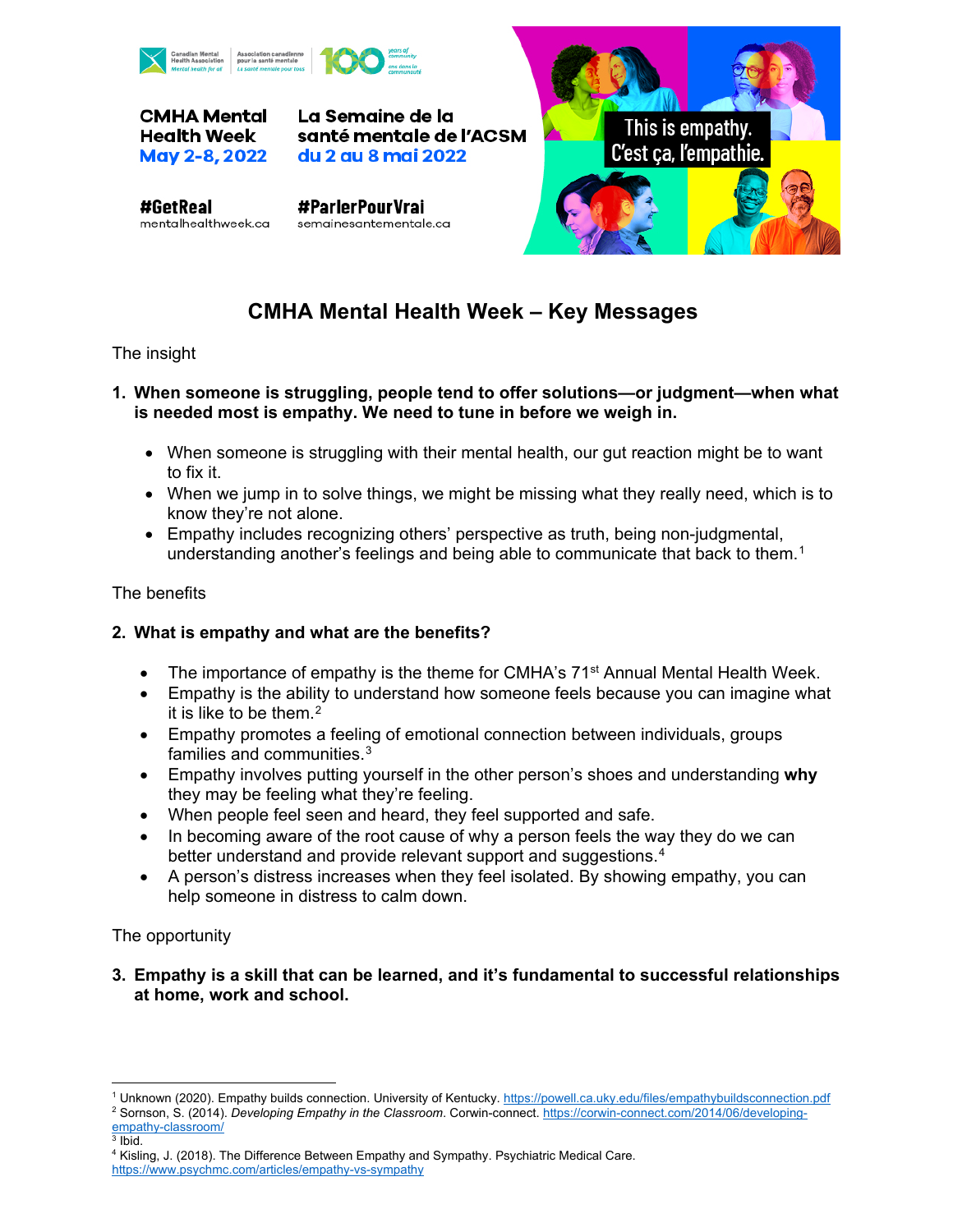CMHA Mental Health Week
May 2-8, 2022

La Semaine de la santé mentale de l'ACSM
du 2 au 8 mai 2022

#GetReal
mentalhealthweek.ca

#ParlerPourVrai
semainesantementale.ca

This is empathy.
C'est ça, l'empathie.

# CMHA Mental Health Week – Key Messages

The insight

1. **When someone is struggling, people tend to offer solutions—or judgment—when what is needed most is empathy. We need to tune in before we weigh in.**

   - When someone is struggling with their mental health, our gut reaction might be to want to fix it.
   - When we jump in to solve things, we might be missing what they really need, which is to know they're not alone.
   - Empathy includes recognizing others' perspective as truth, being non-judgmental, understanding another's feelings and being able to communicate that back to them.[1]

The benefits

2. **What is empathy and what are the benefits?**

   - The importance of empathy is the theme for CMHA's 71st Annual Mental Health Week.
   - Empathy is the ability to understand how someone feels because you can imagine what it is like to be them.[2]
   - Empathy promotes a feeling of emotional connection between individuals, groups families and communities.[3]
   - Empathy involves putting yourself in the other person's shoes and understanding **why** they may be feeling what they're feeling.
   - When people feel seen and heard, they feel supported and safe.
   - In becoming aware of the root cause of why a person feels the way they do we can better understand and provide relevant support and suggestions.[4]
   - A person's distress increases when they feel isolated. By showing empathy, you can help someone in distress to calm down.

The opportunity

3. **Empathy is a skill that can be learned, and it's fundamental to successful relationships at home, work and school.**

---

[1] Unknown (2020). Empathy builds connection. University of Kentucky. https://powell.ca.uky.edu/files/empathybuildsconnection.pdf

[2] Sornson, S. (2014). *Developing Empathy in the Classroom*. Corwin-connect. https://corwin-connect.com/2014/06/developing-empathy-classroom/

[3] Ibid.

[4] Kisling, J. (2018). The Difference Between Empathy and Sympathy. Psychiatric Medical Care. https://www.psychmc.com/articles/empathy-vs-sympathy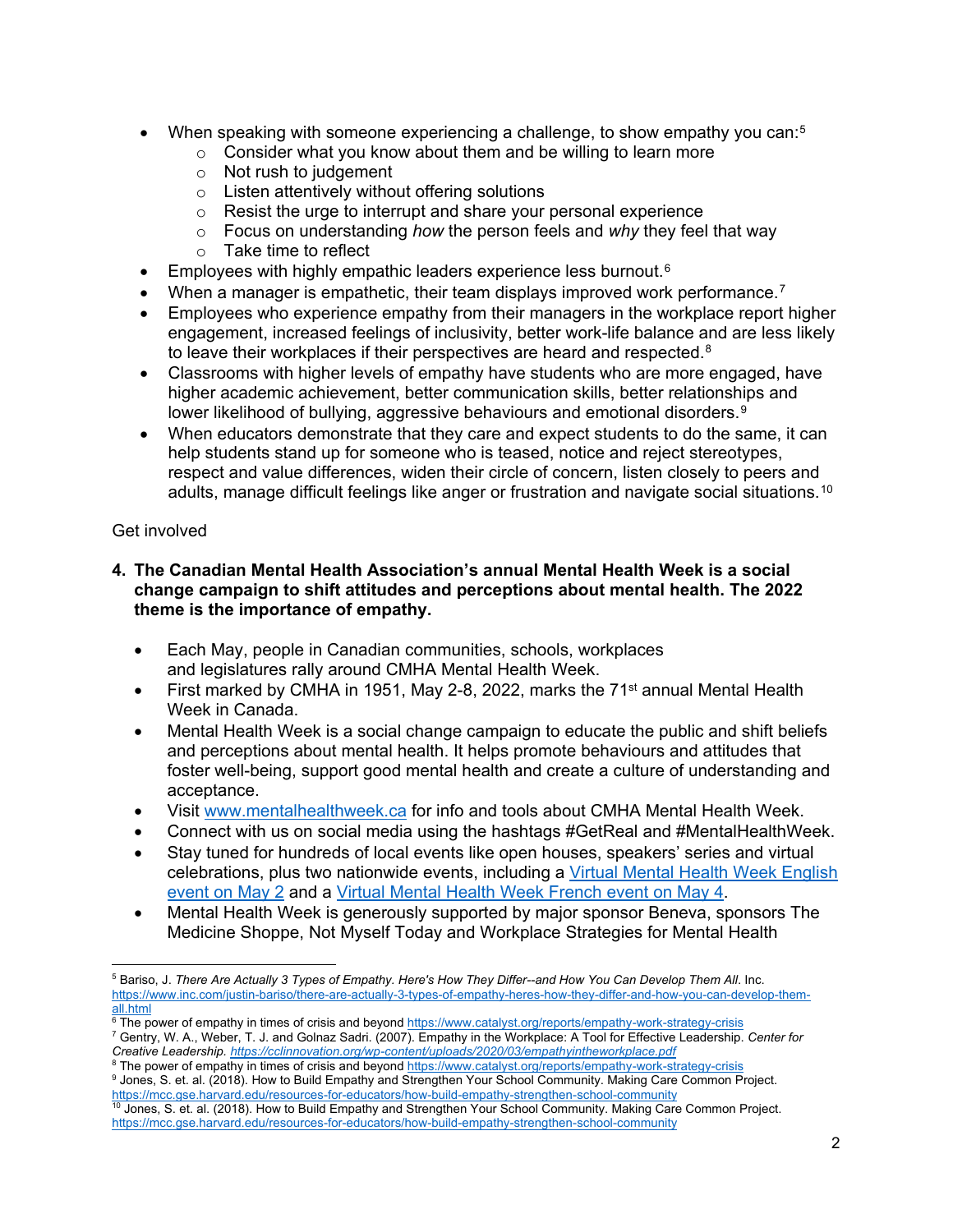- When speaking with someone experiencing a challenge, to show empathy you can:[5]
  - Consider what you know about them and be willing to learn more
  - Not rush to judgement
  - Listen attentively without offering solutions
  - Resist the urge to interrupt and share your personal experience
  - Focus on understanding *how* the person feels and *why* they feel that way
  - Take time to reflect
- Employees with highly empathic leaders experience less burnout.[6]
- When a manager is empathetic, their team displays improved work performance.[7]
- Employees who experience empathy from their managers in the workplace report higher engagement, increased feelings of inclusivity, better work-life balance and are less likely to leave their workplaces if their perspectives are heard and respected.[8]
- Classrooms with higher levels of empathy have students who are more engaged, have higher academic achievement, better communication skills, better relationships and lower likelihood of bullying, aggressive behaviours and emotional disorders.[9]
- When educators demonstrate that they care and expect students to do the same, it can help students stand up for someone who is teased, notice and reject stereotypes, respect and value differences, widen their circle of concern, listen closely to peers and adults, manage difficult feelings like anger or frustration and navigate social situations.[10]

Get involved

4. **The Canadian Mental Health Association's annual Mental Health Week is a social change campaign to shift attitudes and perceptions about mental health. The 2022 theme is the importance of empathy.**

- Each May, people in Canadian communities, schools, workplaces and legislatures rally around CMHA Mental Health Week.
- First marked by CMHA in 1951, May 2-8, 2022, marks the 71st annual Mental Health Week in Canada.
- Mental Health Week is a social change campaign to educate the public and shift beliefs and perceptions about mental health. It helps promote behaviours and attitudes that foster well-being, support good mental health and create a culture of understanding and acceptance.
- Visit www.mentalhealthweek.ca for info and tools about CMHA Mental Health Week.
- Connect with us on social media using the hashtags #GetReal and #MentalHealthWeek.
- Stay tuned for hundreds of local events like open houses, speakers' series and virtual celebrations, plus two nationwide events, including a Virtual Mental Health Week English event on May 2 and a Virtual Mental Health Week French event on May 4.
- Mental Health Week is generously supported by major sponsor Beneva, sponsors The Medicine Shoppe, Not Myself Today and Workplace Strategies for Mental Health

---

[5] Bariso, J. *There Are Actually 3 Types of Empathy. Here's How They Differ--and How You Can Develop Them All*. Inc. https://www.inc.com/justin-bariso/there-are-actually-3-types-of-empathy-heres-how-they-differ-and-how-you-can-develop-them-all.html

[6] The power of empathy in times of crisis and beyond https://www.catalyst.org/reports/empathy-work-strategy-crisis

[7] Gentry, W. A., Weber, T. J. and Golnaz Sadri. (2007). Empathy in the Workplace: A Tool for Effective Leadership. *Center for Creative Leadership*. *https://cclinnovation.org/wp-content/uploads/2020/03/empathyintheworkplace.pdf*

[8] The power of empathy in times of crisis and beyond https://www.catalyst.org/reports/empathy-work-strategy-crisis

[9] Jones, S. et. al. (2018). How to Build Empathy and Strengthen Your School Community. Making Care Common Project. https://mcc.gse.harvard.edu/resources-for-educators/how-build-empathy-strengthen-school-community

[10] Jones, S. et. al. (2018). How to Build Empathy and Strengthen Your School Community. Making Care Common Project. https://mcc.gse.harvard.edu/resources-for-educators/how-build-empathy-strengthen-school-community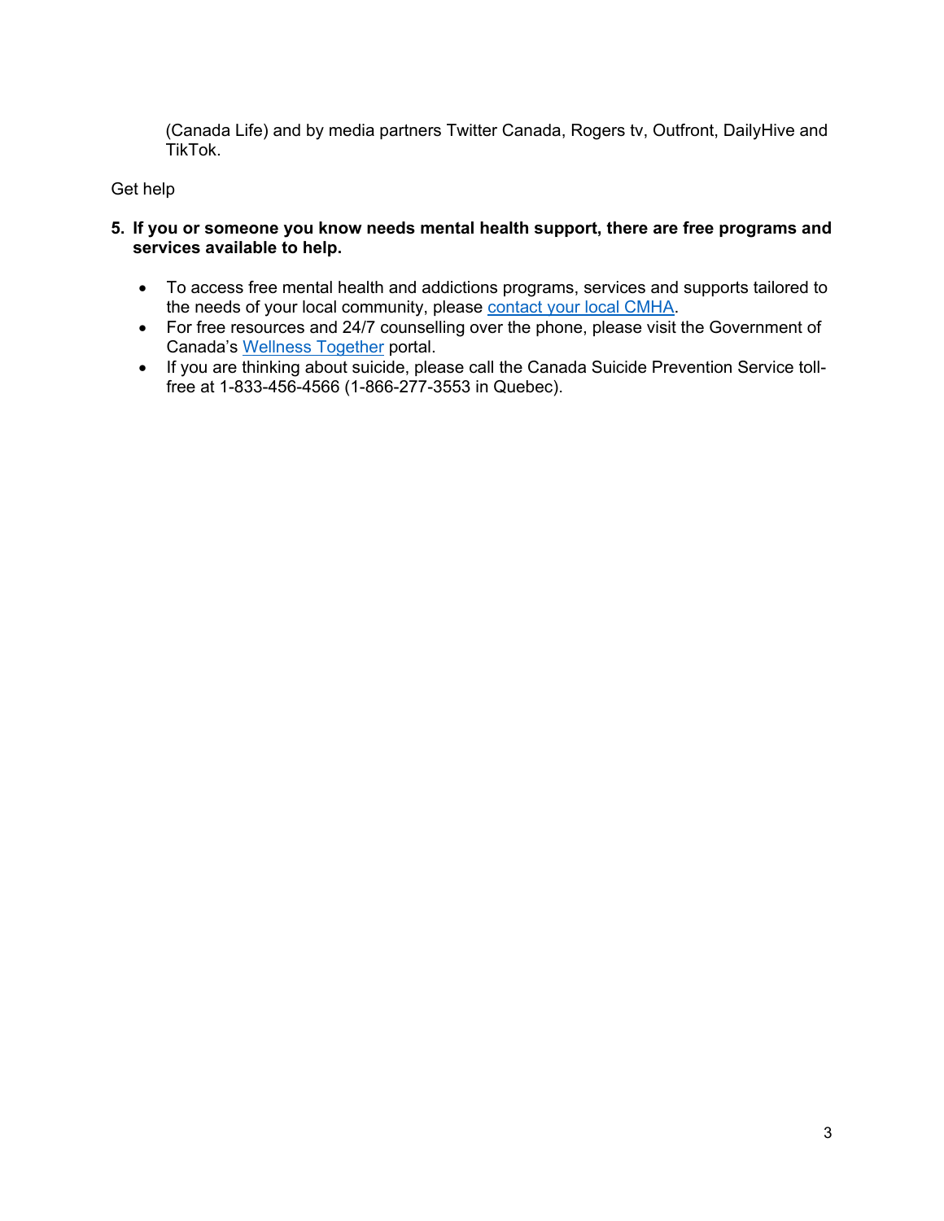(Canada Life) and by media partners Twitter Canada, Rogers tv, Outfront, DailyHive and TikTok.

Get help

5. **If you or someone you know needs mental health support, there are free programs and services available to help.**

   - To access free mental health and addictions programs, services and supports tailored to the needs of your local community, please contact your local CMHA.
   - For free resources and 24/7 counselling over the phone, please visit the Government of Canada's Wellness Together portal.
   - If you are thinking about suicide, please call the Canada Suicide Prevention Service toll-free at 1-833-456-4566 (1-866-277-3553 in Quebec).